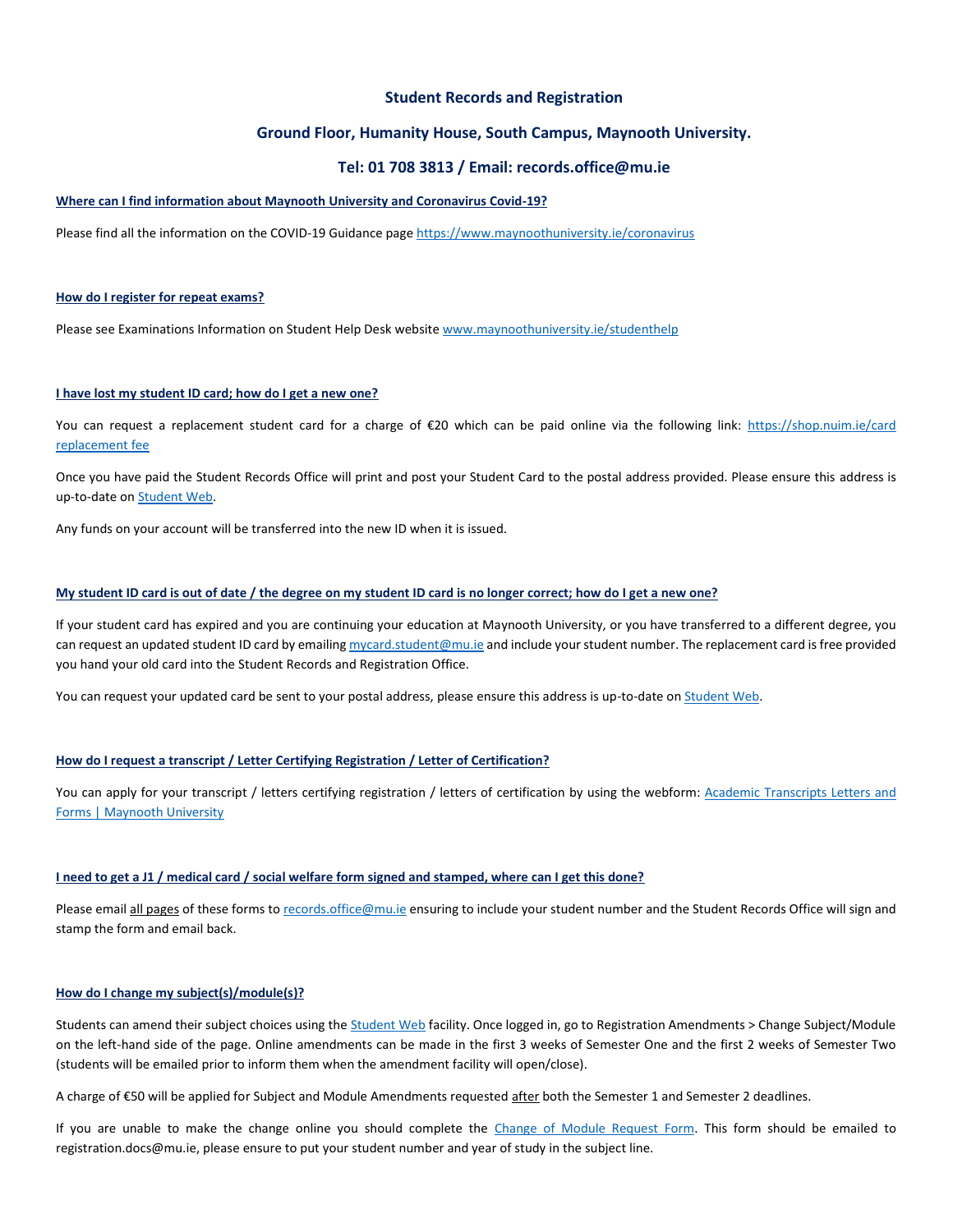## Student Records and Registration

## Ground Floor, Humanity House, South Campus, Maynooth University.

## Tel: 01 708 3813 / Email: records.office@mu.ie

**Where can I find information about Maynooth University and Coronavirus Covid-19?**

Please find all the information on the COVID-19 Guidance page https://www.maynoothuniversity.ie/coronavirus

**How do I register for repeat exams?**

Please see Examinations Information on Student Help Desk website www.maynoothuniversity.ie/studenthelp

**I have lost my student ID card; how do I get a new one?**

You can request a replacement student card for a charge of €20 which can be paid online via the following link: https://shop.nuim.ie/card replacement fee

Once you have paid the Student Records Office will print and post your Student Card to the postal address provided. Please ensure this address is up-to-date on Student Web.

Any funds on your account will be transferred into the new ID when it is issued.

**My student ID card is out of date / the degree on my student ID card is no longer correct; how do I get a new one?**

If your student card has expired and you are continuing your education at Maynooth University, or you have transferred to a different degree, you can request an updated student ID card by emailing mycard.student@mu.ie and include your student number. The replacement card is free provided you hand your old card into the Student Records and Registration Office.

You can request your updated card be sent to your postal address, please ensure this address is up-to-date on Student Web.

**How do I request a transcript / Letter Certifying Registration / Letter of Certification?**

You can apply for your transcript / letters certifying registration / letters of certification by using the webform: Academic Transcripts Letters and Forms | Maynooth University

**I need to get a J1 / medical card / social welfare form signed and stamped, where can I get this done?**

Please email all pages of these forms to records.office@mu.ie ensuring to include your student number and the Student Records Office will sign and stamp the form and email back.

**How do I change my subject(s)/module(s)?**

Students can amend their subject choices using the Student Web facility. Once logged in, go to Registration Amendments > Change Subject/Module on the left-hand side of the page. Online amendments can be made in the first 3 weeks of Semester One and the first 2 weeks of Semester Two (students will be emailed prior to inform them when the amendment facility will open/close).

A charge of €50 will be applied for Subject and Module Amendments requested after both the Semester 1 and Semester 2 deadlines.

If you are unable to make the change online you should complete the Change of Module Request Form. This form should be emailed to registration.docs@mu.ie, please ensure to put your student number and year of study in the subject line.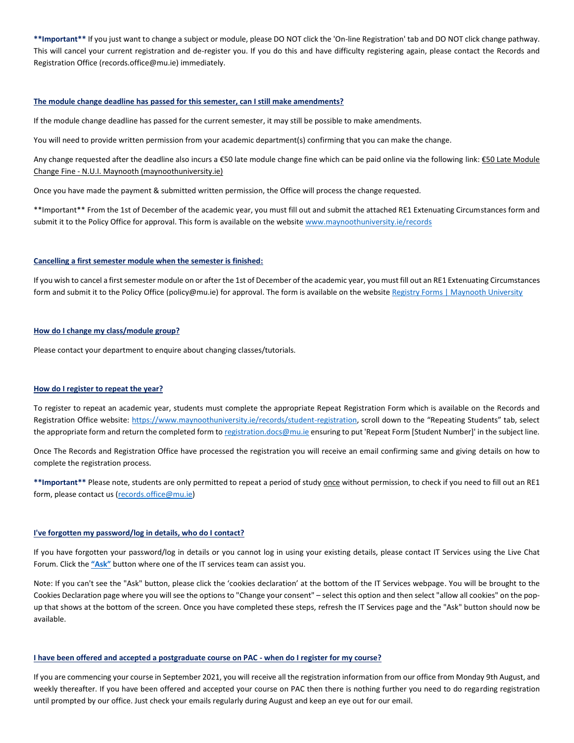**\*\*Important\*\*** If you just want to change a subject or module, please DO NOT click the 'On-line Registration' tab and DO NOT click change pathway. This will cancel your current registration and de-register you. If you do this and have difficulty registering again, please contact the Records and Registration Office (records.office@mu.ie) immediately.

## The module change deadline has passed for this semester, can I still make amendments?

If the module change deadline has passed for the current semester, it may still be possible to make amendments.

You will need to provide written permission from your academic department(s) confirming that you can make the change.

Any change requested after the deadline also incurs a €50 late module change fine which can be paid online via the following link: [€50 Late Module Change Fine - N.U.I. Maynooth (maynoothuniversity.ie)]()

Once you have made the payment & submitted written permission, the Office will process the change requested.

\*\*Important\*\* From the 1st of December of the academic year, you must fill out and submit the attached RE1 Extenuating Circumstances form and submit it to the Policy Office for approval. This form is available on the website [www.maynoothuniversity.ie/records](www.maynoothuniversity.ie/records)

## Cancelling a first semester module when the semester is finished:

If you wish to cancel a first semester module on or after the 1st of December of the academic year, you must fill out an RE1 Extenuating Circumstances form and submit it to the Policy Office (policy@mu.ie) for approval. The form is available on the website [Registry Forms | Maynooth University]()

## How do I change my class/module group?

Please contact your department to enquire about changing classes/tutorials.

## How do I register to repeat the year?

To register to repeat an academic year, students must complete the appropriate Repeat Registration Form which is available on the Records and Registration Office website: [https://www.maynoothuniversity.ie/records/student-registration](https://www.maynoothuniversity.ie/records/student-registration), scroll down to the "Repeating Students" tab, select the appropriate form and return the completed form to [registration.docs@mu.ie](mailto:registration.docs@mu.ie) ensuring to put 'Repeat Form [Student Number]' in the subject line.

Once The Records and Registration Office have processed the registration you will receive an email confirming same and giving details on how to complete the registration process.

**\*\*Important\*\*** Please note, students are only permitted to repeat a period of study <u>once</u> without permission, to check if you need to fill out an RE1 form, please contact us ([records.office@mu.ie](mailto:records.office@mu.ie))

## I've forgotten my password/log in details, who do I contact?

If you have forgotten your password/log in details or you cannot log in using your existing details, please contact IT Services using the Live Chat Forum. Click the **"Ask"** button where one of the IT services team can assist you.

Note: If you can't see the "Ask" button, please click the 'cookies declaration' at the bottom of the IT Services webpage. You will be brought to the Cookies Declaration page where you will see the options to "Change your consent" – select this option and then select "allow all cookies" on the pop-up that shows at the bottom of the screen. Once you have completed these steps, refresh the IT Services page and the "Ask" button should now be available.

## I have been offered and accepted a postgraduate course on PAC - when do I register for my course?

If you are commencing your course in September 2021, you will receive all the registration information from our office from Monday 9th August, and weekly thereafter. If you have been offered and accepted your course on PAC then there is nothing further you need to do regarding registration until prompted by our office. Just check your emails regularly during August and keep an eye out for our email.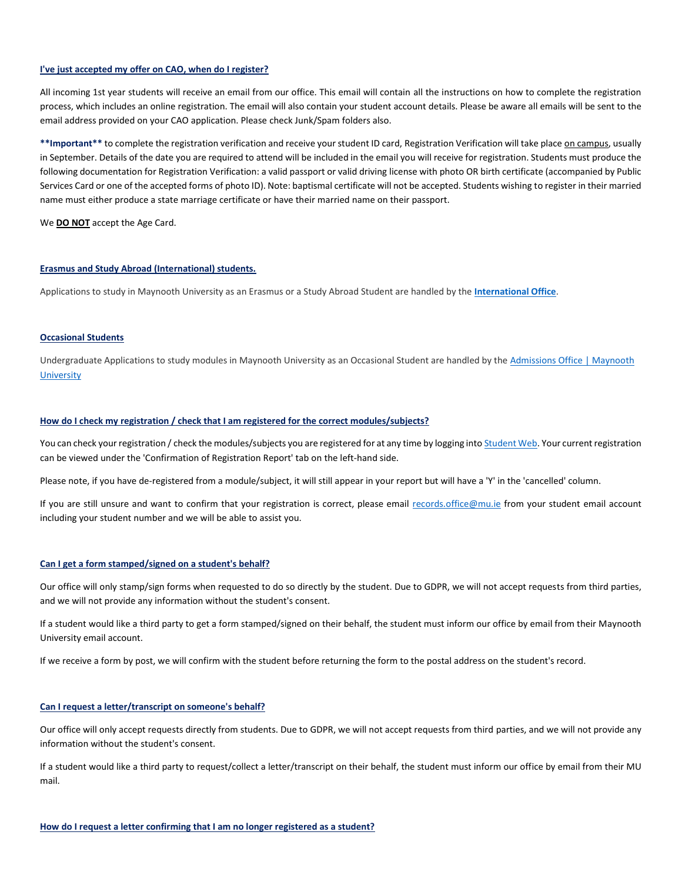### I've just accepted my offer on CAO, when do I register?

All incoming 1st year students will receive an email from our office. This email will contain all the instructions on how to complete the registration process, which includes an online registration. The email will also contain your student account details. Please be aware all emails will be sent to the email address provided on your CAO application. Please check Junk/Spam folders also.

****Important**** to complete the registration verification and receive your student ID card, Registration Verification will take place on campus, usually in September. Details of the date you are required to attend will be included in the email you will receive for registration. Students must produce the following documentation for Registration Verification: a valid passport or valid driving license with photo OR birth certificate (accompanied by Public Services Card or one of the accepted forms of photo ID). Note: baptismal certificate will not be accepted. Students wishing to register in their married name must either produce a state marriage certificate or have their married name on their passport.

We **DO NOT** accept the Age Card.

### Erasmus and Study Abroad (International) students.

Applications to study in Maynooth University as an Erasmus or a Study Abroad Student are handled by the **International Office**.

### Occasional Students

Undergraduate Applications to study modules in Maynooth University as an Occasional Student are handled by the Admissions Office | Maynooth University

### How do I check my registration / check that I am registered for the correct modules/subjects?

You can check your registration / check the modules/subjects you are registered for at any time by logging into Student Web. Your current registration can be viewed under the 'Confirmation of Registration Report' tab on the left-hand side.

Please note, if you have de-registered from a module/subject, it will still appear in your report but will have a 'Y' in the 'cancelled' column.

If you are still unsure and want to confirm that your registration is correct, please email records.office@mu.ie from your student email account including your student number and we will be able to assist you.

### Can I get a form stamped/signed on a student's behalf?

Our office will only stamp/sign forms when requested to do so directly by the student. Due to GDPR, we will not accept requests from third parties, and we will not provide any information without the student's consent.

If a student would like a third party to get a form stamped/signed on their behalf, the student must inform our office by email from their Maynooth University email account.

If we receive a form by post, we will confirm with the student before returning the form to the postal address on the student's record.

### Can I request a letter/transcript on someone's behalf?

Our office will only accept requests directly from students. Due to GDPR, we will not accept requests from third parties, and we will not provide any information without the student's consent.

If a student would like a third party to request/collect a letter/transcript on their behalf, the student must inform our office by email from their MU mail.

### How do I request a letter confirming that I am no longer registered as a student?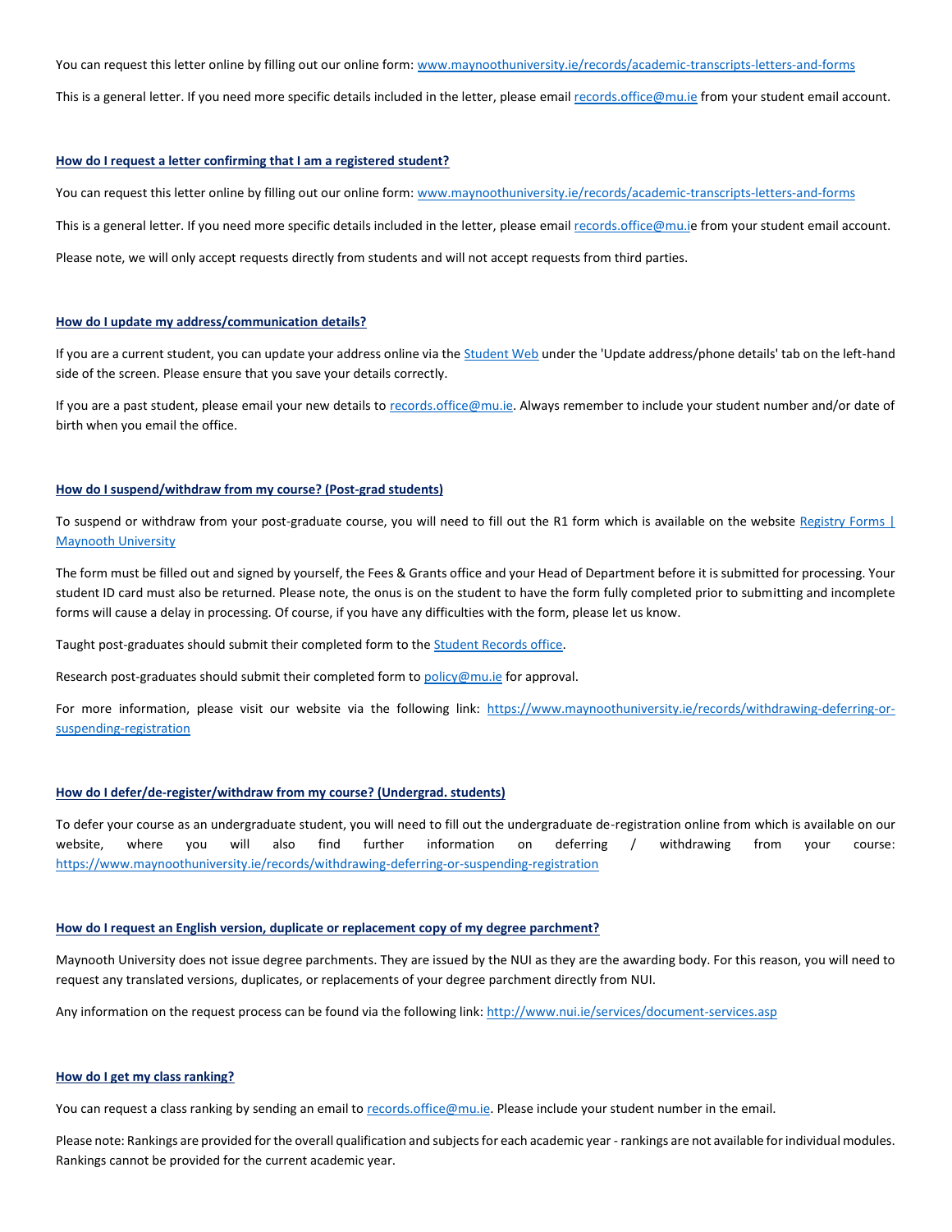You can request this letter online by filling out our online form: [www.maynoothuniversity.ie/records/academic-transcripts-letters-and-forms](www.maynoothuniversity.ie/records/academic-transcripts-letters-and-forms)

This is a general letter. If you need more specific details included in the letter, please email records.office@mu.ie from your student email account.

### How do I request a letter confirming that I am a registered student?

You can request this letter online by filling out our online form: [www.maynoothuniversity.ie/records/academic-transcripts-letters-and-forms](www.maynoothuniversity.ie/records/academic-transcripts-letters-and-forms)

This is a general letter. If you need more specific details included in the letter, please email records.office@mu.ie from your student email account.

Please note, we will only accept requests directly from students and will not accept requests from third parties.

### How do I update my address/communication details?

If you are a current student, you can update your address online via the Student Web under the 'Update address/phone details' tab on the left-hand side of the screen. Please ensure that you save your details correctly.

If you are a past student, please email your new details to records.office@mu.ie. Always remember to include your student number and/or date of birth when you email the office.

### How do I suspend/withdraw from my course? (Post-grad students)

To suspend or withdraw from your post-graduate course, you will need to fill out the R1 form which is available on the website Registry Forms | Maynooth University

The form must be filled out and signed by yourself, the Fees & Grants office and your Head of Department before it is submitted for processing. Your student ID card must also be returned. Please note, the onus is on the student to have the form fully completed prior to submitting and incomplete forms will cause a delay in processing. Of course, if you have any difficulties with the form, please let us know.

Taught post-graduates should submit their completed form to the Student Records office.

Research post-graduates should submit their completed form to policy@mu.ie for approval.

For more information, please visit our website via the following link: [https://www.maynoothuniversity.ie/records/withdrawing-deferring-or-suspending-registration](https://www.maynoothuniversity.ie/records/withdrawing-deferring-or-suspending-registration)

### How do I defer/de-register/withdraw from my course? (Undergrad. students)

To defer your course as an undergraduate student, you will need to fill out the undergraduate de-registration online from which is available on our website, where you will also find further information on deferring / withdrawing from your course: [https://www.maynoothuniversity.ie/records/withdrawing-deferring-or-suspending-registration](https://www.maynoothuniversity.ie/records/withdrawing-deferring-or-suspending-registration)

### How do I request an English version, duplicate or replacement copy of my degree parchment?

Maynooth University does not issue degree parchments. They are issued by the NUI as they are the awarding body. For this reason, you will need to request any translated versions, duplicates, or replacements of your degree parchment directly from NUI.

Any information on the request process can be found via the following link: [http://www.nui.ie/services/document-services.asp](http://www.nui.ie/services/document-services.asp)

### How do I get my class ranking?

You can request a class ranking by sending an email to records.office@mu.ie. Please include your student number in the email.

Please note: Rankings are provided for the overall qualification and subjects for each academic year - rankings are not available for individual modules. Rankings cannot be provided for the current academic year.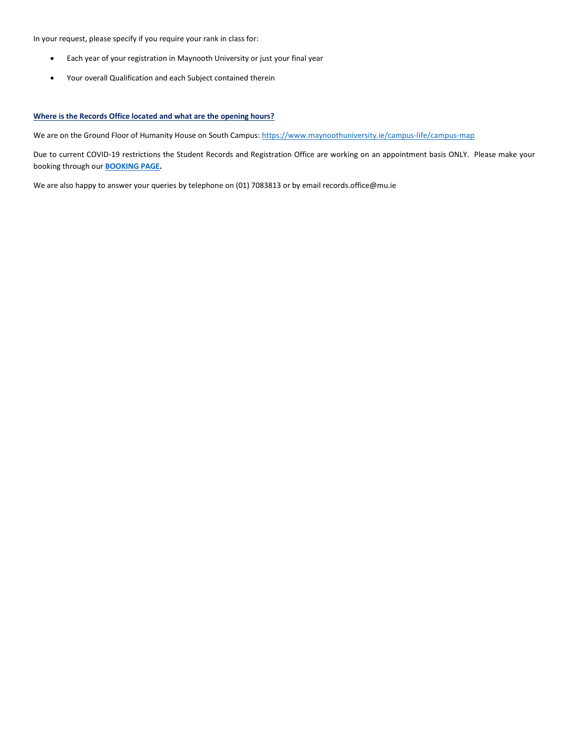In your request, please specify if you require your rank in class for:

- Each year of your registration in Maynooth University or just your final year
- Your overall Qualification and each Subject contained therein

**Where is the Records Office located and what are the opening hours?**

We are on the Ground Floor of Humanity House on South Campus: https://www.maynoothuniversity.ie/campus-life/campus-map

Due to current COVID-19 restrictions the Student Records and Registration Office are working on an appointment basis ONLY. Please make your booking through our **BOOKING PAGE.**

We are also happy to answer your queries by telephone on (01) 7083813 or by email records.office@mu.ie